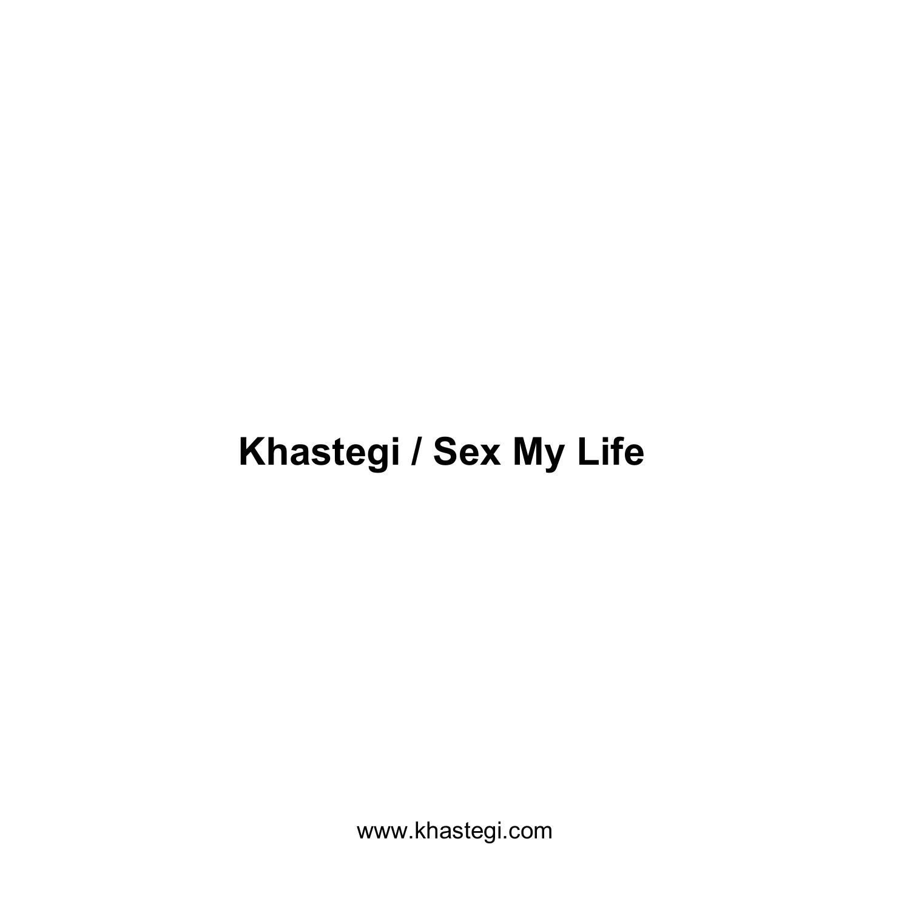# Khastegi / Sex My Life

www.khastegi.com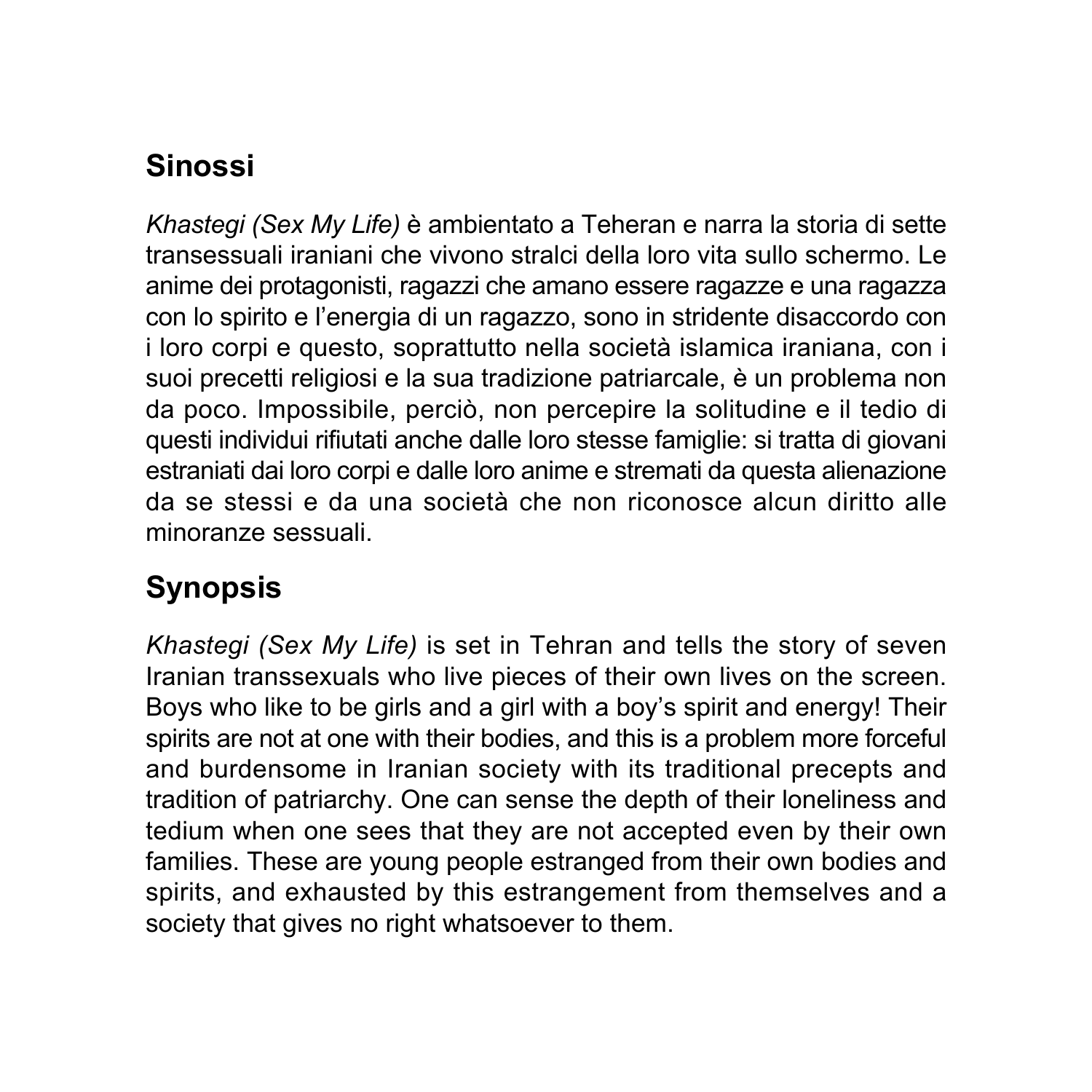## Sinossi

*Khastegi (Sex My Life)* è ambientato a Teheran e narra la storia di sette transessuali iraniani che vivono stralci della loro vita sullo schermo. Le anime dei protagonisti, ragazzi che amano essere ragazze e una ragazza con lo spirito e l'energia di un ragazzo, sono in stridente disaccordo con i loro corpi e questo, soprattutto nella società islamica iraniana, con i suoi precetti religiosi e la sua tradizione patriarcale, è un problema non da poco. Impossibile, perciò, non percepire la solitudine e il tedio di questi individui rifiutati anche dalle loro stesse famiglie: si tratta di giovani estraniati dai loro corpi e dalle loro anime e stremati da questa alienazione da se stessi e da una società che non riconosce alcun diritto alle minoranze sessuali.

## Synopsis

*Khastegi (Sex My Life)* is set in Tehran and tells the story of seven Iranian transsexuals who live pieces of their own lives on the screen. Boys who like to be girls and a girl with a boy's spirit and energy! Their spirits are not at one with their bodies, and this is a problem more forceful and burdensome in Iranian society with its traditional precepts and tradition of patriarchy. One can sense the depth of their loneliness and tedium when one sees that they are not accepted even by their own families. These are young people estranged from their own bodies and spirits, and exhausted by this estrangement from themselves and a society that gives no right whatsoever to them.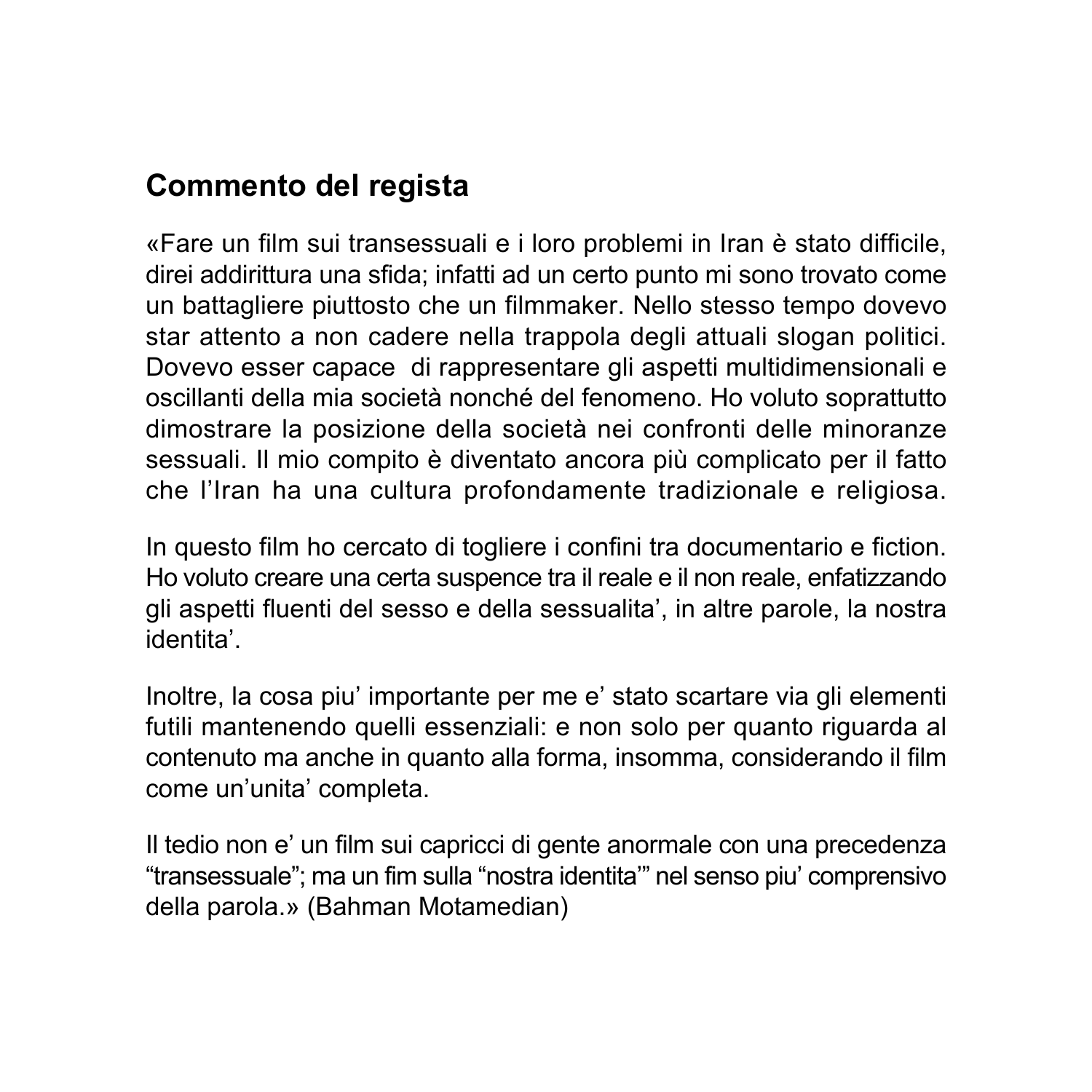## Commento del regista

«Fare un film sui transessuali e i loro problemi in Iran è stato difficile, direi addirittura una sfida; infatti ad un certo punto mi sono trovato come un battagliere piuttosto che un filmmaker. Nello stesso tempo dovevo star attento a non cadere nella trappola degli attuali slogan politici. Dovevo esser capace di rappresentare gli aspetti multidimensionali e oscillanti della mia società nonché del fenomeno. Ho voluto soprattutto dimostrare la posizione della società nei confronti delle minoranze sessuali. Il mio compito è diventato ancora più complicato per il fatto che l'Iran ha una cultura profondamente tradizionale e religiosa.

In questo film ho cercato di togliere i confini tra documentario e fiction. Ho voluto creare una certa suspence tra il reale e il non reale, enfatizzando gli aspetti fluenti del sesso e della sessualita', in altre parole, la nostra identita'.

Inoltre, la cosa piu' importante per me e' stato scartare via gli elementi futili mantenendo quelli essenziali: e non solo per quanto riguarda al contenuto ma anche in quanto alla forma, insomma, considerando il film come un'unita' completa.

Il tedio non e' un film sui capricci di gente anormale con una precedenza "transessuale"; ma un fim sulla "nostra identita'" nel senso piu' comprensivo della parola.» (Bahman Motamedian)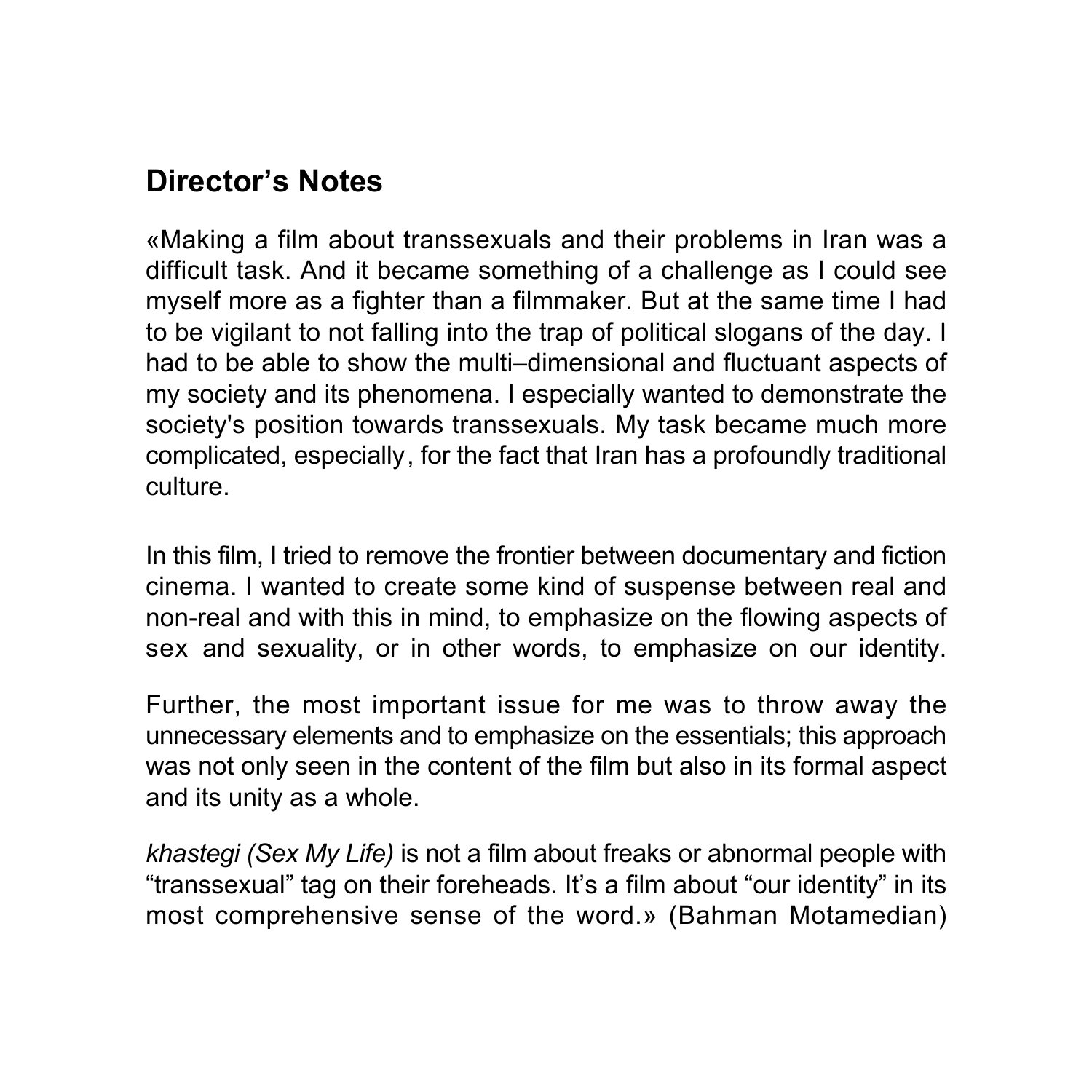## Director's Notes

«Making a film about transsexuals and their problems in Iran was a difficult task. And it became something of a challenge as I could see myself more as a fighter than a filmmaker. But at the same time I had to be vigilant to not falling into the trap of political slogans of the day. I had to be able to show the multi–dimensional and fluctuant aspects of my society and its phenomena. I especially wanted to demonstrate the society's position towards transsexuals. My task became much more complicated, especially, for the fact that Iran has a profoundly traditional culture.

In this film, I tried to remove the frontier between documentary and fiction cinema. I wanted to create some kind of suspense between real and non-real and with this in mind, to emphasize on the flowing aspects of sex and sexuality, or in other words, to emphasize on our identity.

Further, the most important issue for me was to throw away the unnecessary elements and to emphasize on the essentials; this approach was not only seen in the content of the film but also in its formal aspect and its unity as a whole.

*khastegi (Sex My Life)* is not a film about freaks or abnormal people with "transsexual" tag on their foreheads. It's a film about "our identity" in its most comprehensive sense of the word.» (Bahman Motamedian)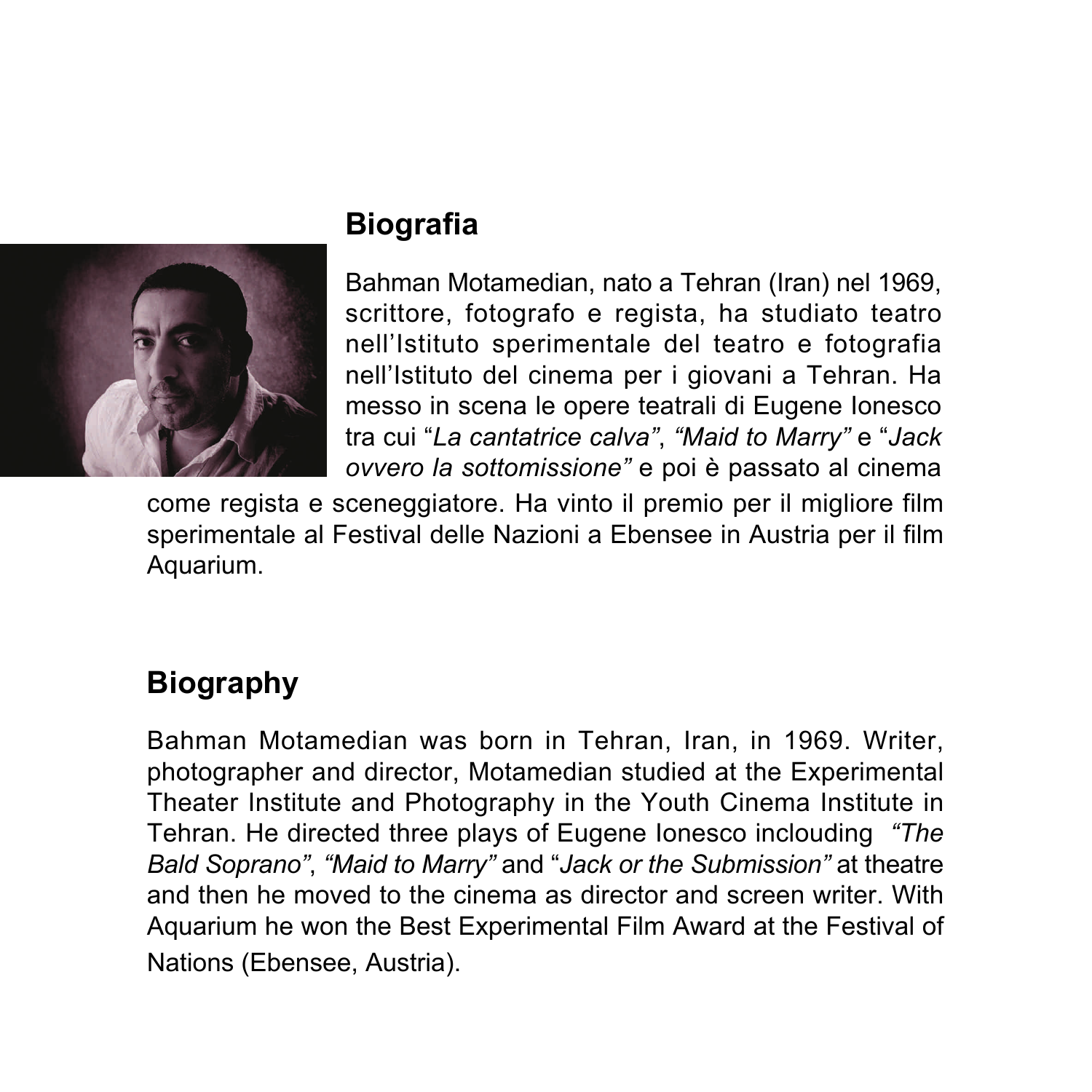## Biografia

Bahman Motamedian, nato a Tehran (Iran) nel 1969, scrittore, fotografo e regista, ha studiato teatro nell'Istituto sperimentale del teatro e fotografia nell'Istituto del cinema per i giovani a Tehran. Ha messo in scena le opere teatrali di Eugene Ionesco tra cui "*La cantatrice calva*", *"Maid to Marry"* e "*Jack ovvero la sottomissione"* e poi è passato al cinema come regista e sceneggiatore. Ha vinto il premio per il migliore film sperimentale al Festival delle Nazioni a Ebensee in Austria per il film Aquarium.

## Biography

Bahman Motamedian was born in Tehran, Iran, in 1969. Writer, photographer and director, Motamedian studied at the Experimental Theater Institute and Photography in the Youth Cinema Institute in Tehran. He directed three plays of Eugene Ionesco inclouding *"The Bald Soprano"*, *"Maid to Marry"* and "*Jack or the Submission"* at theatre and then he moved to the cinema as director and screen writer. With Aquarium he won the Best Experimental Film Award at the Festival of Nations (Ebensee, Austria).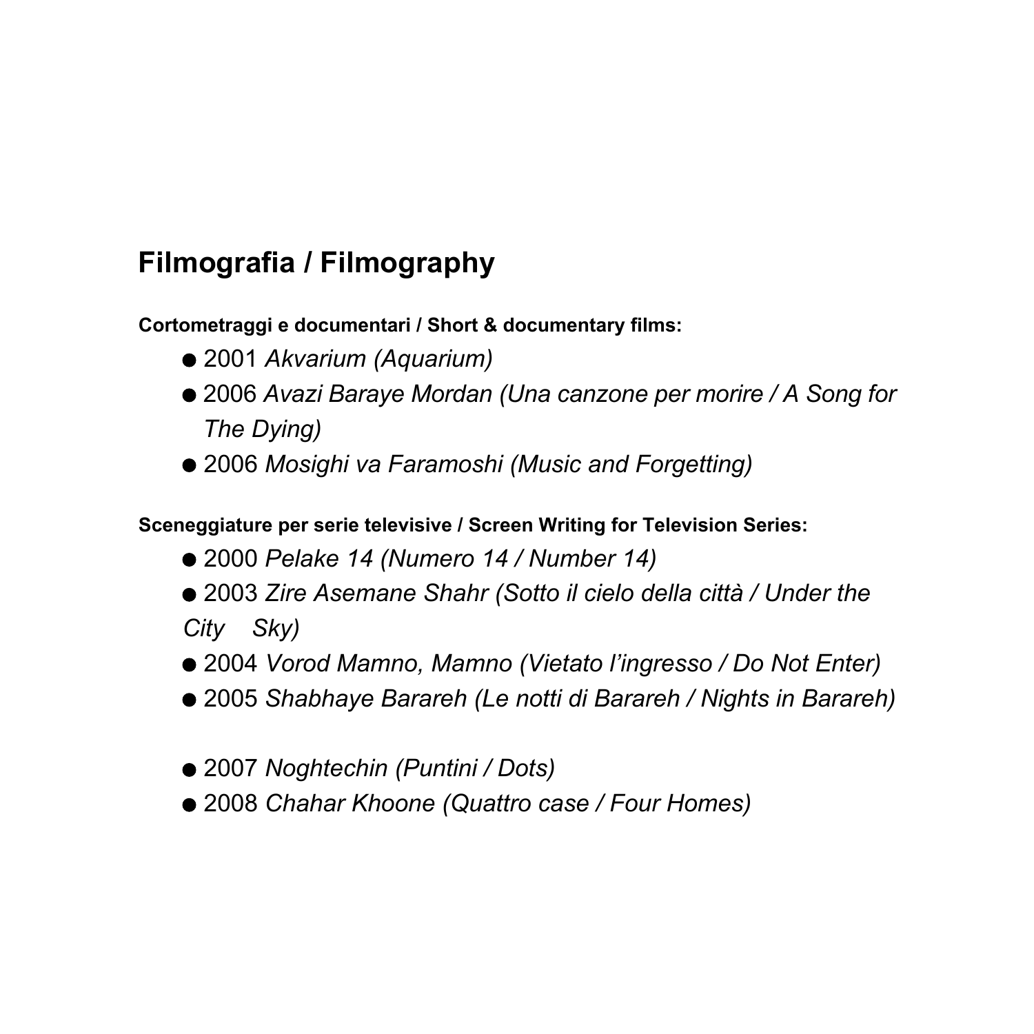## Filmografia / Filmography

**Cortometraggi e documentari / Short & documentary films:**

- 2001 *Akvarium (Aquarium)*
- 2006 *Avazi Baraye Mordan (Una canzone per morire / A Song for The Dying)*
- 2006 *Mosighi va Faramoshi (Music and Forgetting)*

**Sceneggiature per serie televisive / Screen Writing for Television Series:**

- 2000 *Pelake 14 (Numero 14 / Number 14)*
- 2003 *Zire Asemane Shahr (Sotto il cielo della città / Under the City Sky)*
- 2004 *Vorod Mamno, Mamno (Vietato l'ingresso / Do Not Enter)*
- 2005 *Shabhaye Barareh (Le notti di Barareh / Nights in Barareh)*

- 2007 *Noghtechin (Puntini / Dots)*
- 2008 *Chahar Khoone (Quattro case / Four Homes)*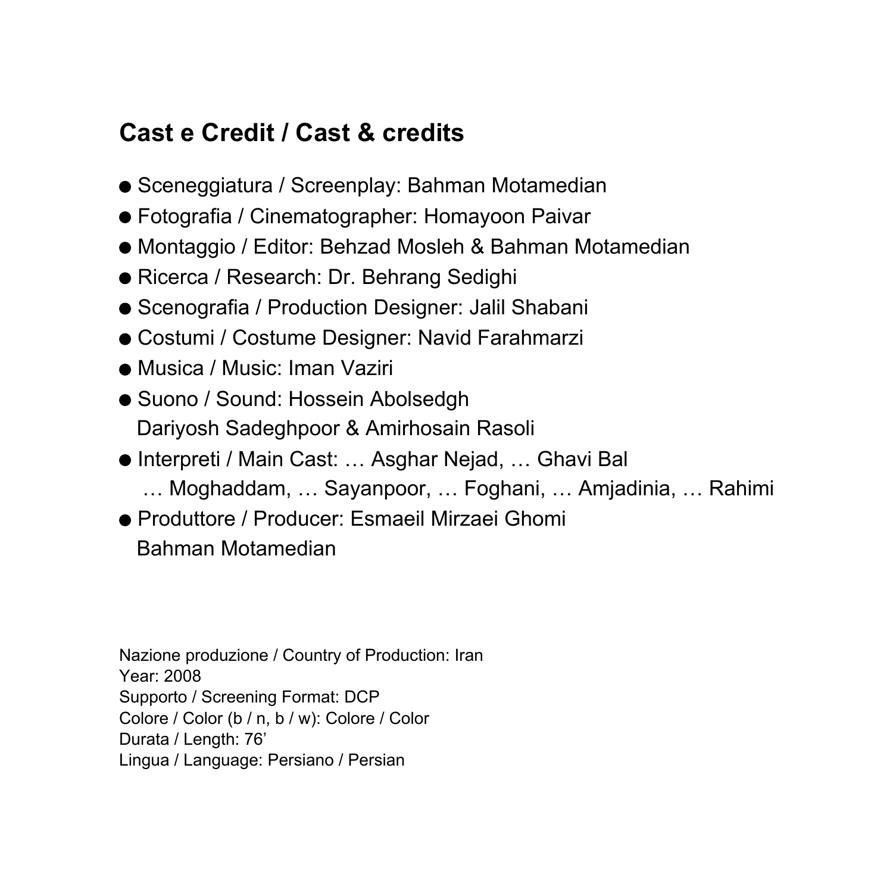## Cast e Credit / Cast & credits

- Sceneggiatura / Screenplay: Bahman Motamedian
- Fotografia / Cinematographer: Homayoon Paivar
- Montaggio / Editor: Behzad Mosleh & Bahman Motamedian
- Ricerca / Research: Dr. Behrang Sedighi
- Scenografia / Production Designer: Jalil Shabani
- Costumi / Costume Designer: Navid Farahmarzi
- Musica / Music: Iman Vaziri
- Suono / Sound: Hossein Abolsedgh
  Dariyosh Sadeghpoor & Amirhosain Rasoli
- Interpreti / Main Cast: … Asghar Nejad, … Ghavi Bal
  … Moghaddam, … Sayanpoor, … Foghani, … Amjadinia, … Rahimi
- Produttore / Producer: Esmaeil Mirzaei Ghomi
  Bahman Motamedian

Nazione produzione / Country of Production: Iran
Year: 2008
Supporto / Screening Format: DCP
Colore / Color (b / n, b / w): Colore / Color
Durata / Length: 76'
Lingua / Language: Persiano / Persian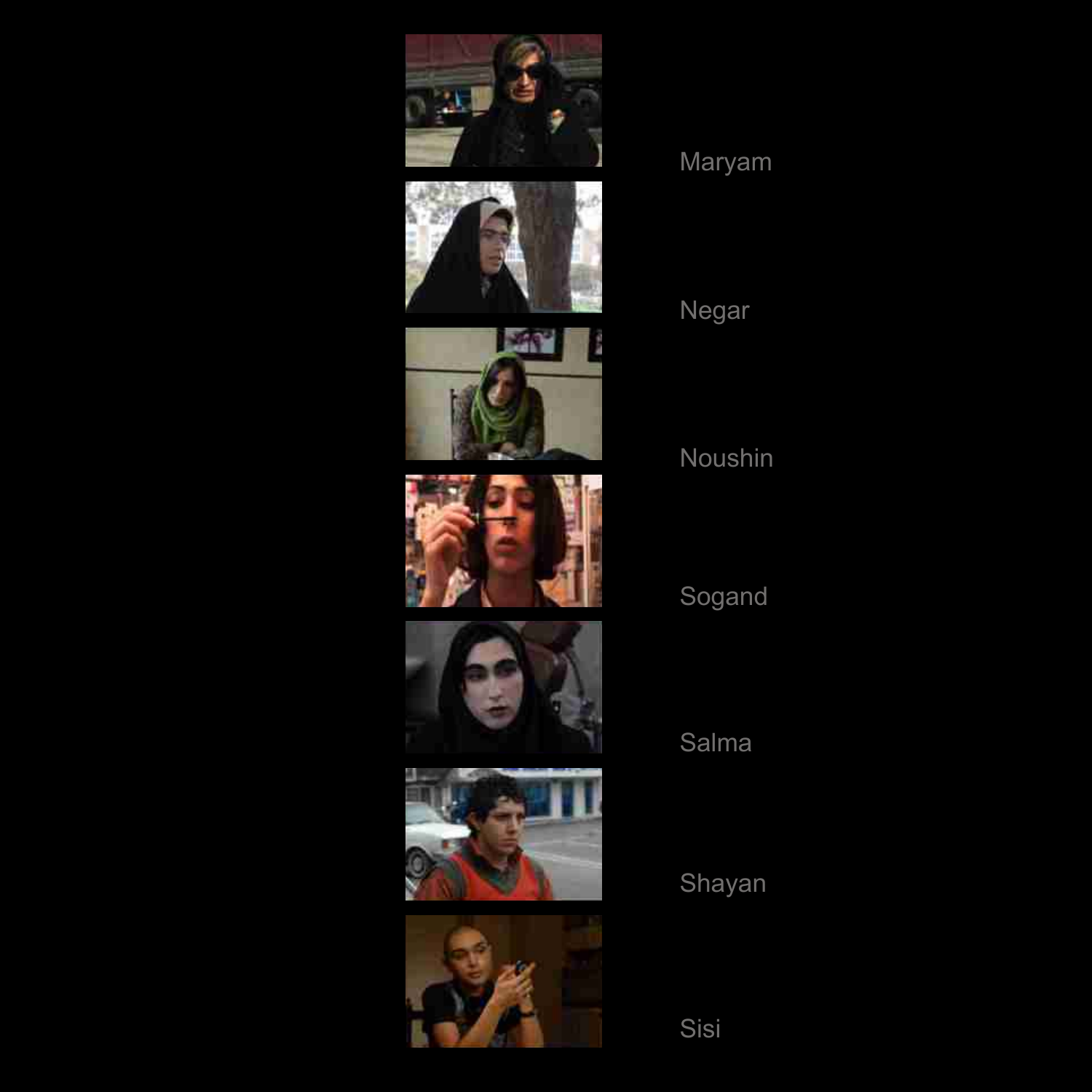Maryam

Negar

Noushin

Sogand

Salma

Shayan

Sisi